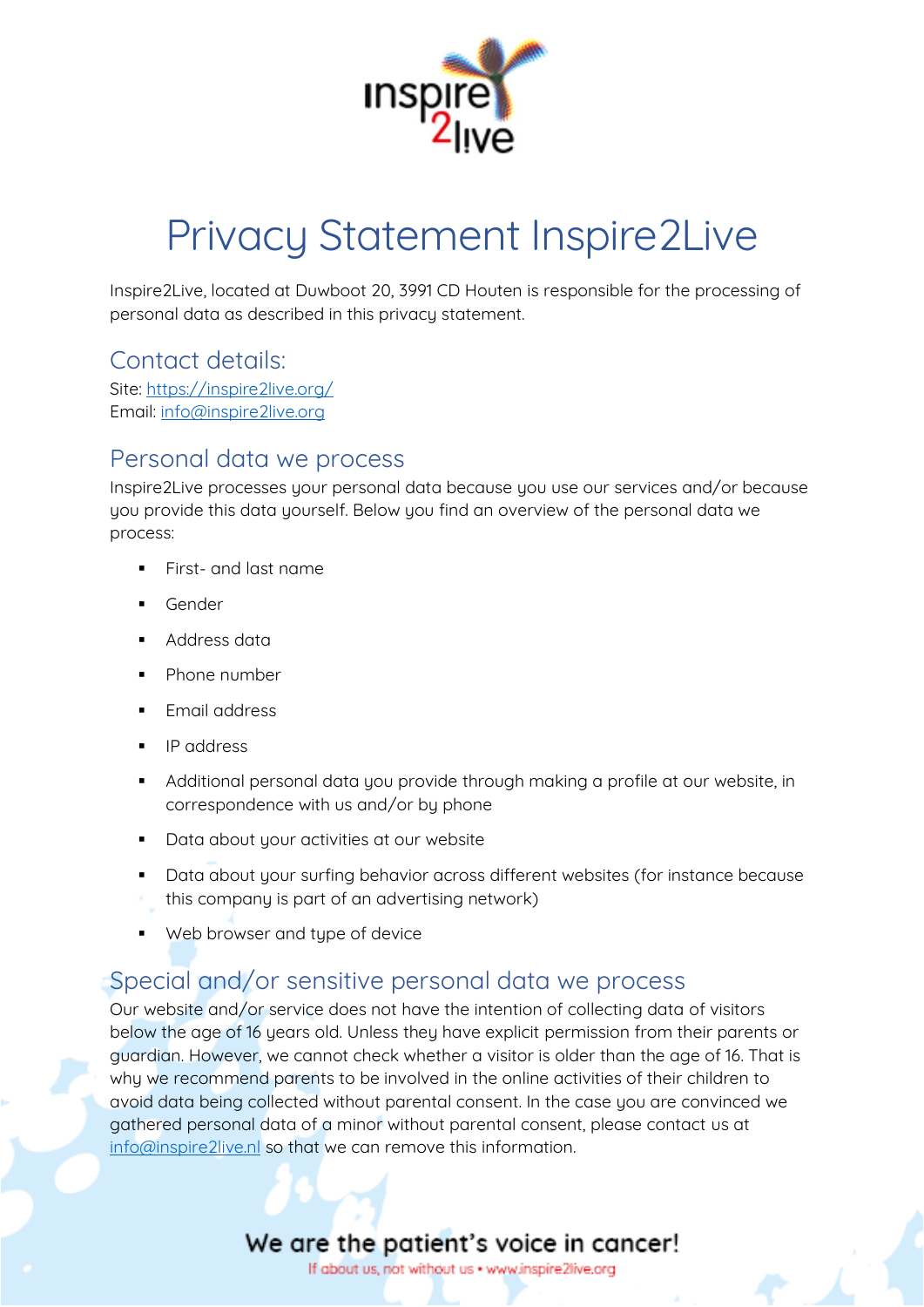# Privacy Statement Inspire2Live

Inspire2Live, located at Duwboot 20, 3991 CD Houten is responsible for the processing of personal data as described in this privacy statement.

## Contact details:

Site: https://inspire2live.org/
Email: info@inspire2live.org

## Personal data we process

Inspire2Live processes your personal data because you use our services and/or because you provide this data yourself. Below you find an overview of the personal data we process:

- First- and last name
- Gender
- Address data
- Phone number
- Email address
- IP address
- Additional personal data you provide through making a profile at our website, in correspondence with us and/or by phone
- Data about your activities at our website
- Data about your surfing behavior across different websites (for instance because this company is part of an advertising network)
- Web browser and type of device

## Special and/or sensitive personal data we process

Our website and/or service does not have the intention of collecting data of visitors below the age of 16 years old. Unless they have explicit permission from their parents or guardian. However, we cannot check whether a visitor is older than the age of 16. That is why we recommend parents to be involved in the online activities of their children to avoid data being collected without parental consent. In the case you are convinced we gathered personal data of a minor without parental consent, please contact us at info@inspire2live.nl so that we can remove this information.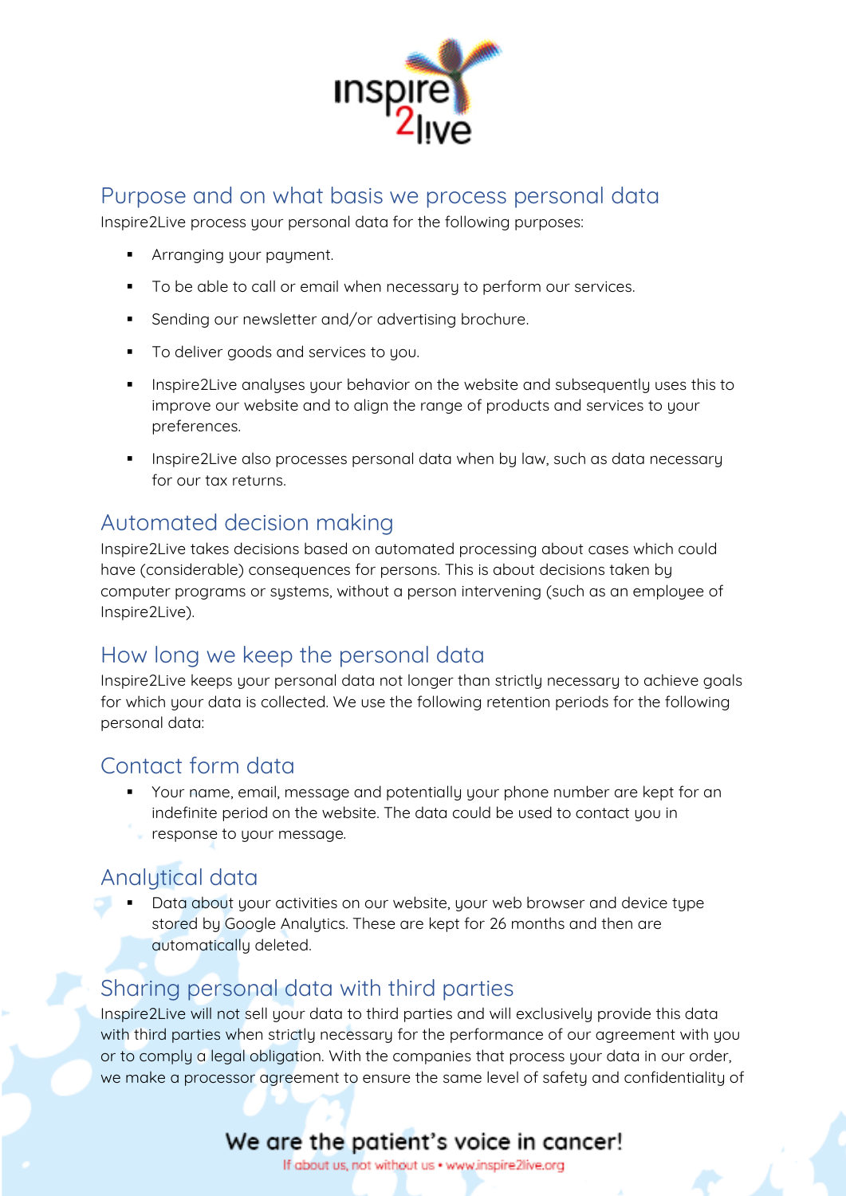## Purpose and on what basis we process personal data

Inspire2Live process your personal data for the following purposes:

- Arranging your payment.
- To be able to call or email when necessary to perform our services.
- Sending our newsletter and/or advertising brochure.
- To deliver goods and services to you.
- Inspire2Live analyses your behavior on the website and subsequently uses this to improve our website and to align the range of products and services to your preferences.
- Inspire2Live also processes personal data when by law, such as data necessary for our tax returns.

## Automated decision making

Inspire2Live takes decisions based on automated processing about cases which could have (considerable) consequences for persons. This is about decisions taken by computer programs or systems, without a person intervening (such as an employee of Inspire2Live).

## How long we keep the personal data

Inspire2Live keeps your personal data not longer than strictly necessary to achieve goals for which your data is collected. We use the following retention periods for the following personal data:

## Contact form data

- Your name, email, message and potentially your phone number are kept for an indefinite period on the website. The data could be used to contact you in response to your message.

## Analytical data

- Data about your activities on our website, your web browser and device type stored by Google Analytics. These are kept for 26 months and then are automatically deleted.

## Sharing personal data with third parties

Inspire2Live will not sell your data to third parties and will exclusively provide this data with third parties when strictly necessary for the performance of our agreement with you or to comply a legal obligation. With the companies that process your data in our order, we make a processor agreement to ensure the same level of safety and confidentiality of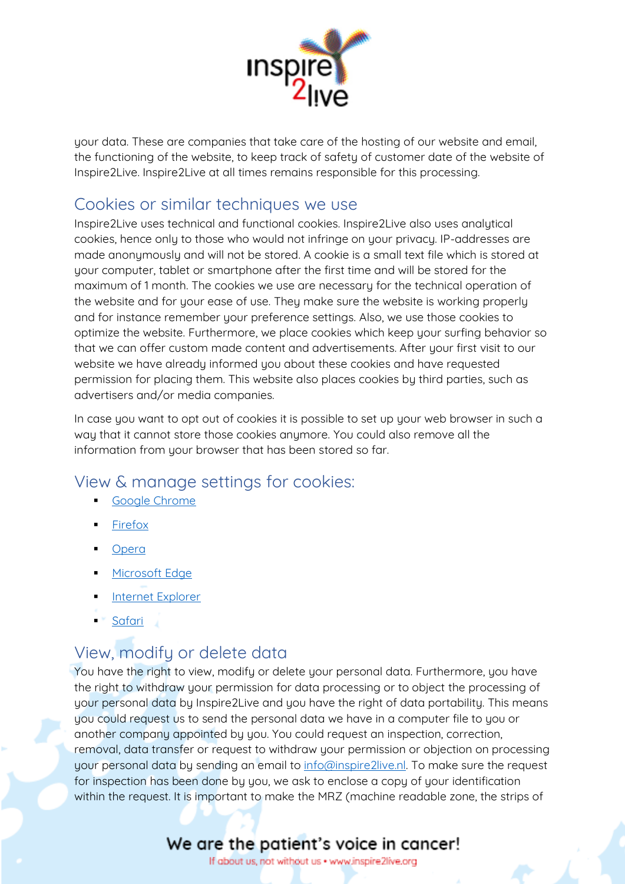your data. These are companies that take care of the hosting of our website and email, the functioning of the website, to keep track of safety of customer date of the website of Inspire2Live. Inspire2Live at all times remains responsible for this processing.

## Cookies or similar techniques we use

Inspire2Live uses technical and functional cookies. Inspire2Live also uses analytical cookies, hence only to those who would not infringe on your privacy. IP-addresses are made anonymously and will not be stored. A cookie is a small text file which is stored at your computer, tablet or smartphone after the first time and will be stored for the maximum of 1 month. The cookies we use are necessary for the technical operation of the website and for your ease of use. They make sure the website is working properly and for instance remember your preference settings. Also, we use those cookies to optimize the website. Furthermore, we place cookies which keep your surfing behavior so that we can offer custom made content and advertisements. After your first visit to our website we have already informed you about these cookies and have requested permission for placing them. This website also places cookies by third parties, such as advertisers and/or media companies.

In case you want to opt out of cookies it is possible to set up your web browser in such a way that it cannot store those cookies anymore. You could also remove all the information from your browser that has been stored so far.

## View & manage settings for cookies:

- Google Chrome
- Firefox
- Opera
- Microsoft Edge
- Internet Explorer
- Safari

## View, modify or delete data

You have the right to view, modify or delete your personal data. Furthermore, you have the right to withdraw your permission for data processing or to object the processing of your personal data by Inspire2Live and you have the right of data portability. This means you could request us to send the personal data we have in a computer file to you or another company appointed by you. You could request an inspection, correction, removal, data transfer or request to withdraw your permission or objection on processing your personal data by sending an email to info@inspire2live.nl. To make sure the request for inspection has been done by you, we ask to enclose a copy of your identification within the request. It is important to make the MRZ (machine readable zone, the strips of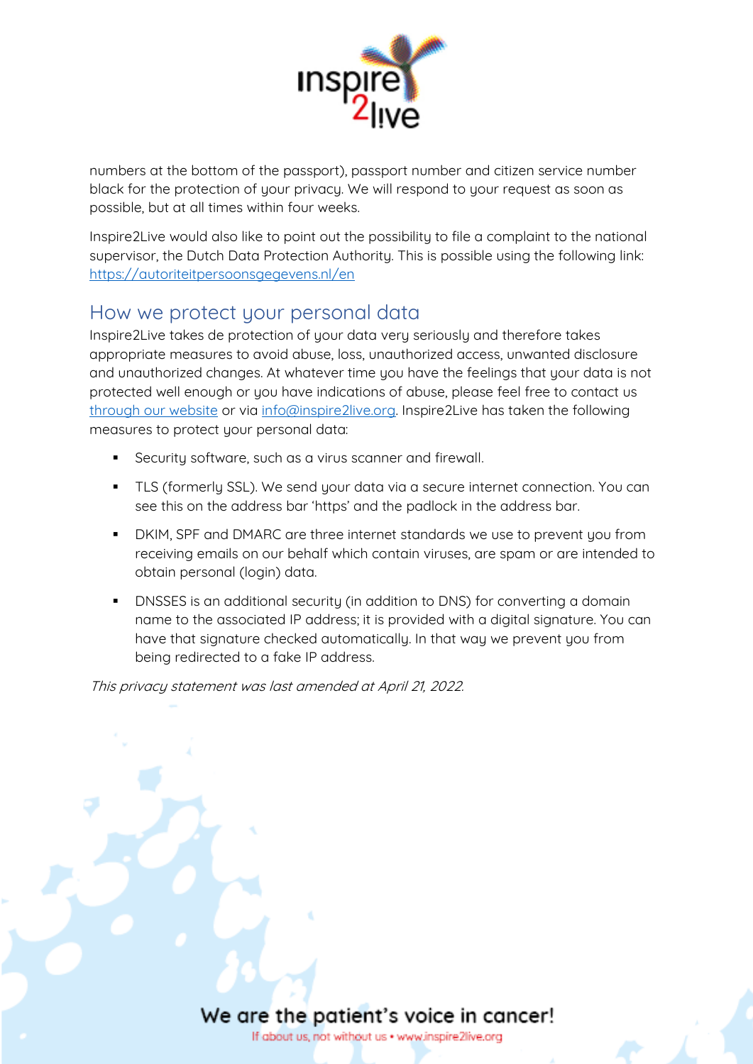numbers at the bottom of the passport), passport number and citizen service number black for the protection of your privacy. We will respond to your request as soon as possible, but at all times within four weeks.

Inspire2Live would also like to point out the possibility to file a complaint to the national supervisor, the Dutch Data Protection Authority. This is possible using the following link: https://autoriteitpersoonsgegevens.nl/en

## How we protect your personal data

Inspire2Live takes de protection of your data very seriously and therefore takes appropriate measures to avoid abuse, loss, unauthorized access, unwanted disclosure and unauthorized changes. At whatever time you have the feelings that your data is not protected well enough or you have indications of abuse, please feel free to contact us through our website or via info@inspire2live.org. Inspire2Live has taken the following measures to protect your personal data:

- Security software, such as a virus scanner and firewall.
- TLS (formerly SSL). We send your data via a secure internet connection. You can see this on the address bar 'https' and the padlock in the address bar.
- DKIM, SPF and DMARC are three internet standards we use to prevent you from receiving emails on our behalf which contain viruses, are spam or are intended to obtain personal (login) data.
- DNSSES is an additional security (in addition to DNS) for converting a domain name to the associated IP address; it is provided with a digital signature. You can have that signature checked automatically. In that way we prevent you from being redirected to a fake IP address.

*This privacy statement was last amended at April 21, 2022.*